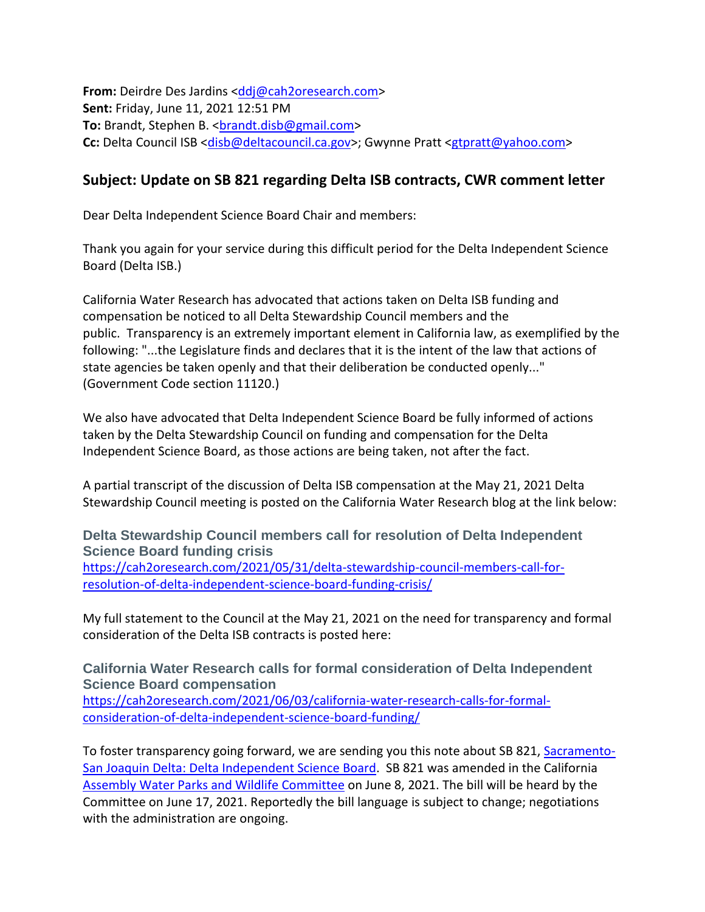**From:** Deirdre Des Jardins <ddj@cah2oresearch.com>
**Sent:** Friday, June 11, 2021 12:51 PM
**To:** Brandt, Stephen B. <brandt.disb@gmail.com>
**Cc:** Delta Council ISB <disb@deltacouncil.ca.gov>; Gwynne Pratt <gtpratt@yahoo.com>

## Subject: Update on SB 821 regarding Delta ISB contracts, CWR comment letter

Dear Delta Independent Science Board Chair and members:

Thank you again for your service during this difficult period for the Delta Independent Science Board (Delta ISB.)

California Water Research has advocated that actions taken on Delta ISB funding and compensation be noticed to all Delta Stewardship Council members and the public. Transparency is an extremely important element in California law, as exemplified by the following: "...the Legislature finds and declares that it is the intent of the law that actions of state agencies be taken openly and that their deliberation be conducted openly..." (Government Code section 11120.)

We also have advocated that Delta Independent Science Board be fully informed of actions taken by the Delta Stewardship Council on funding and compensation for the Delta Independent Science Board, as those actions are being taken, not after the fact.

A partial transcript of the discussion of Delta ISB compensation at the May 21, 2021 Delta Stewardship Council meeting is posted on the California Water Research blog at the link below:

**Delta Stewardship Council members call for resolution of Delta Independent Science Board funding crisis**
https://cah2oresearch.com/2021/05/31/delta-stewardship-council-members-call-for-resolution-of-delta-independent-science-board-funding-crisis/

My full statement to the Council at the May 21, 2021 on the need for transparency and formal consideration of the Delta ISB contracts is posted here:

**California Water Research calls for formal consideration of Delta Independent Science Board compensation**
https://cah2oresearch.com/2021/06/03/california-water-research-calls-for-formal-consideration-of-delta-independent-science-board-funding/

To foster transparency going forward, we are sending you this note about SB 821, Sacramento-San Joaquin Delta: Delta Independent Science Board. SB 821 was amended in the California Assembly Water Parks and Wildlife Committee on June 8, 2021. The bill will be heard by the Committee on June 17, 2021. Reportedly the bill language is subject to change; negotiations with the administration are ongoing.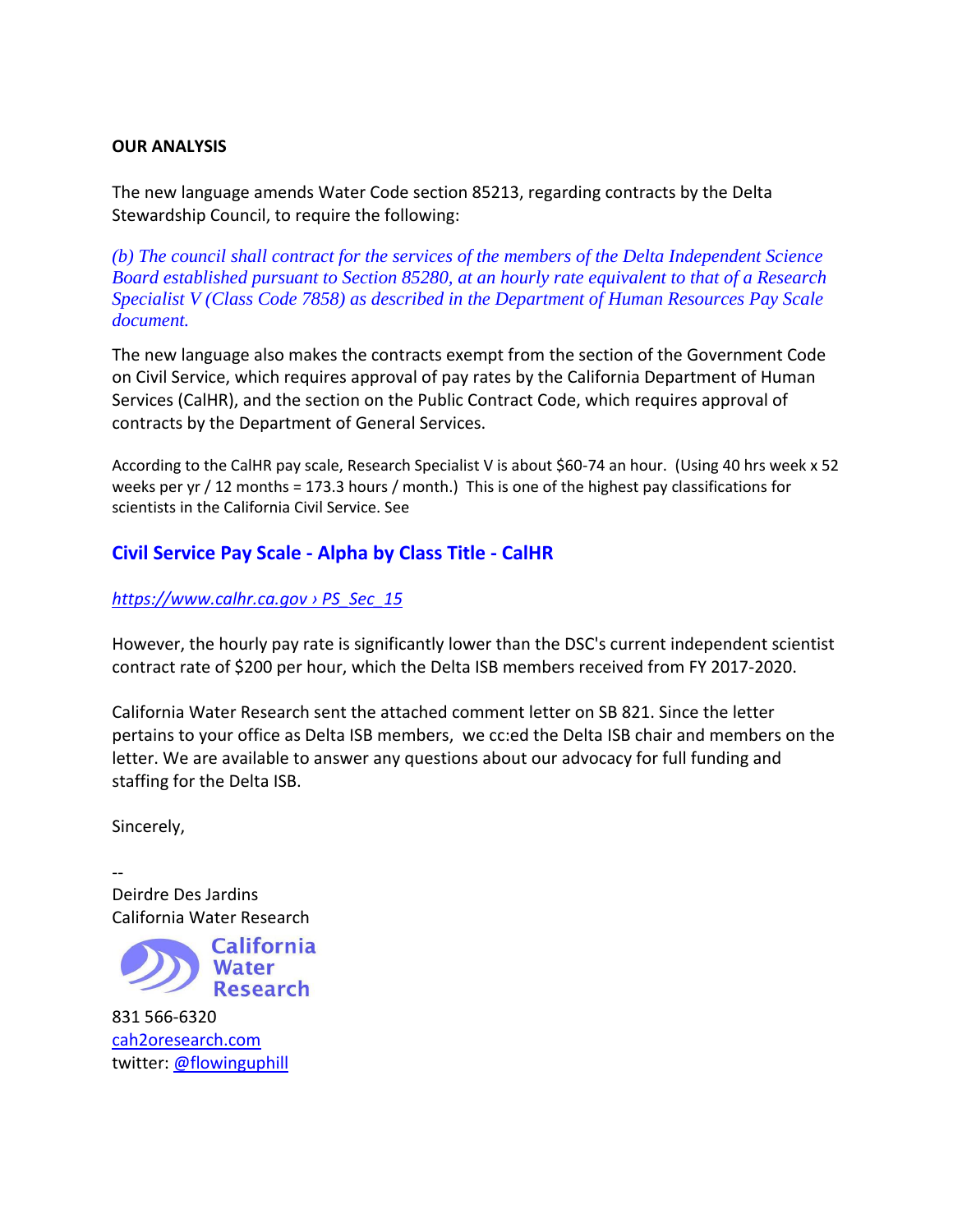**OUR ANALYSIS**

The new language amends Water Code section 85213, regarding contracts by the Delta Stewardship Council, to require the following:

*(b) The council shall contract for the services of the members of the Delta Independent Science Board established pursuant to Section 85280, at an hourly rate equivalent to that of a Research Specialist V (Class Code 7858) as described in the Department of Human Resources Pay Scale document.*

The new language also makes the contracts exempt from the section of the Government Code on Civil Service, which requires approval of pay rates by the California Department of Human Services (CalHR), and the section on the Public Contract Code, which requires approval of contracts by the Department of General Services.

According to the CalHR pay scale, Research Specialist V is about $60-74 an hour. (Using 40 hrs week x 52 weeks per yr / 12 months = 173.3 hours / month.) This is one of the highest pay classifications for scientists in the California Civil Service. See

### Civil Service Pay Scale - Alpha by Class Title - CalHR

*https://www.calhr.ca.gov › PS_Sec_15*

However, the hourly pay rate is significantly lower than the DSC's current independent scientist contract rate of $200 per hour, which the Delta ISB members received from FY 2017-2020.

California Water Research sent the attached comment letter on SB 821. Since the letter pertains to your office as Delta ISB members, we cc:ed the Delta ISB chair and members on the letter. We are available to answer any questions about our advocacy for full funding and staffing for the Delta ISB.

Sincerely,

--
Deirdre Des Jardins
California Water Research

California Water Research

831 566-6320
cah2oresearch.com
twitter: @flowinguphill